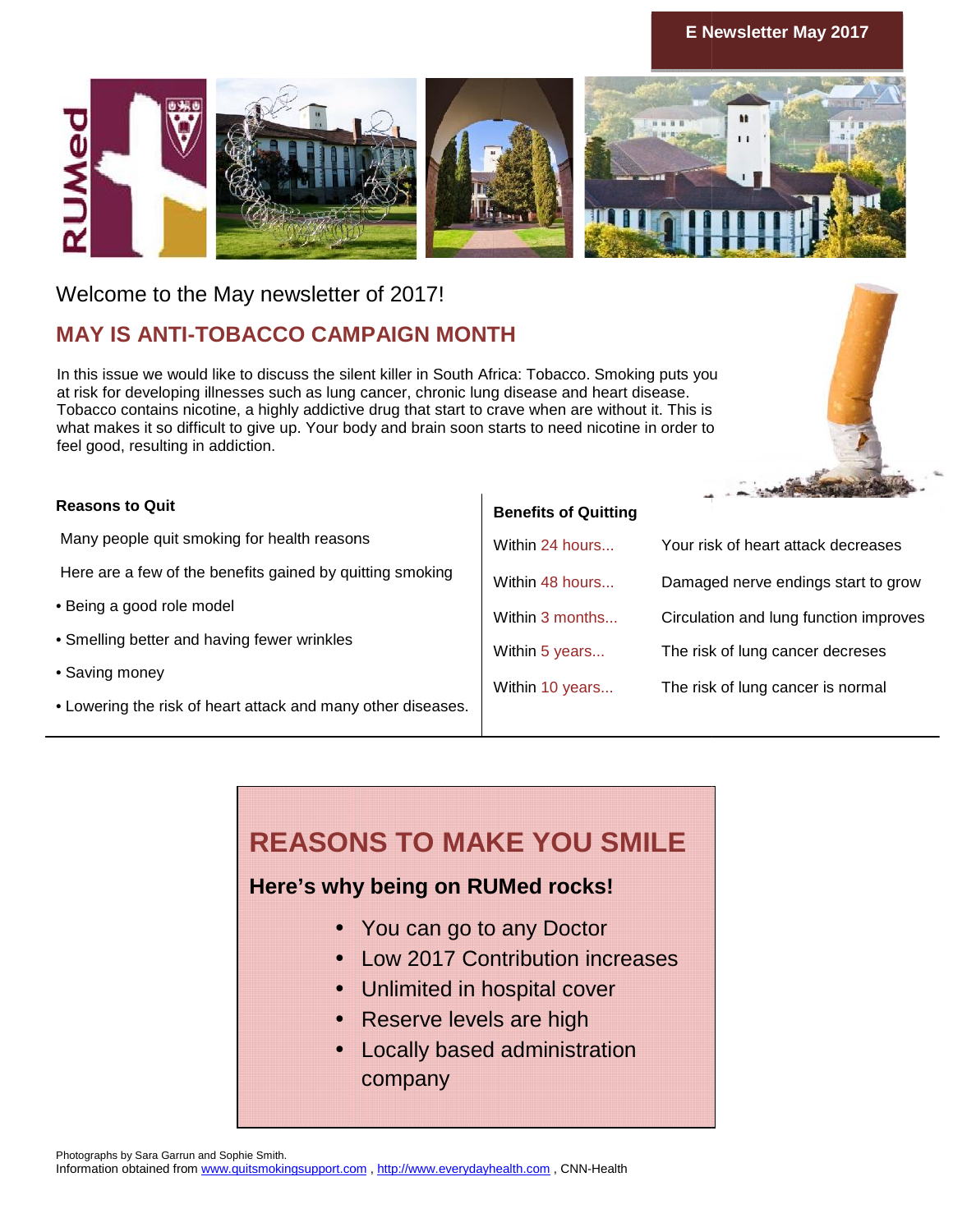E Newsletter May 2017

RUMed

Welcome to the May newsletter of 2017!

## MAY IS ANTI-TOBACCO CAMPAIGN MONTH

In this issue we would like to discuss the silent killer in South Africa: Tobacco. Smoking puts you at risk for developing illnesses such as lung cancer, chronic lung disease and heart disease. Tobacco contains nicotine, a highly addictive drug that start to crave when are without it. This is what makes it so difficult to give up. Your body and brain soon starts to need nicotine in order to feel good, resulting in addiction.

**Reasons to Quit**

Many people quit smoking for health reasons

Here are a few of the benefits gained by quitting smoking

- Being a good role model
- Smelling better and having fewer wrinkles
- Saving money
- Lowering the risk of heart attack and many other diseases.

**Benefits of Quitting**

| | |
|---|---|
| Within 24 hours... | Your risk of heart attack decreases |
| Within 48 hours... | Damaged nerve endings start to grow |
| Within 3 months... | Circulation and lung function improves |
| Within 5 years... | The risk of lung cancer decreses |
| Within 10 years... | The risk of lung cancer is normal |

## REASONS TO MAKE YOU SMILE

**Here's why being on RUMed rocks!**

- You can go to any Doctor
- Low 2017 Contribution increases
- Unlimited in hospital cover
- Reserve levels are high
- Locally based administration company

Photographs by Sara Garrun and Sophie Smith.
Information obtained from www.quitsmokingsupport.com , http://www.everydayhealth.com , CNN-Health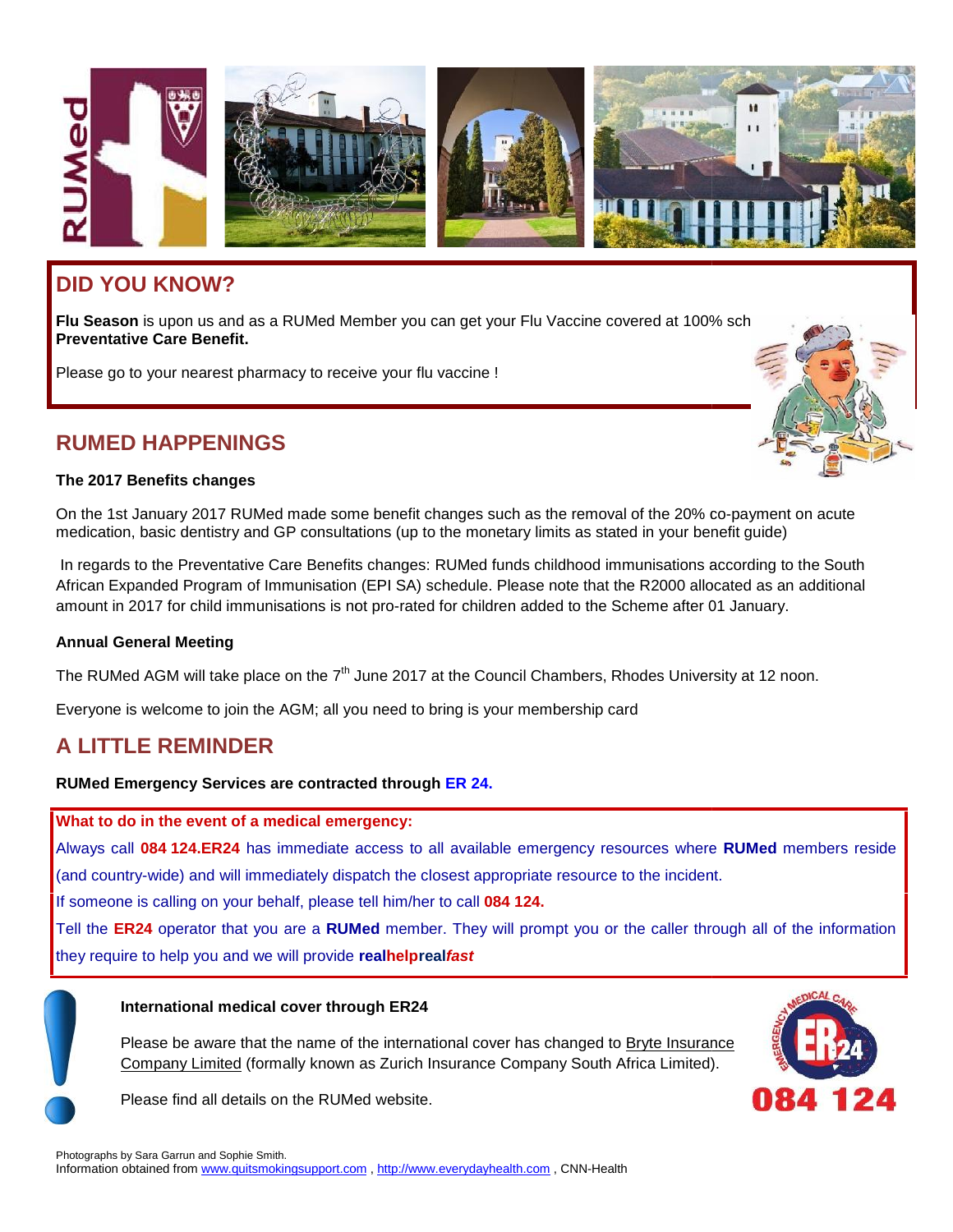## DID YOU KNOW?

**Flu Season** is upon us and as a RUMed Member you can get your Flu Vaccine covered at 100% sch **Preventative Care Benefit.**

Please go to your nearest pharmacy to receive your flu vaccine !

## RUMED HAPPENINGS

**The 2017 Benefits changes**

On the 1st January 2017 RUMed made some benefit changes such as the removal of the 20% co-payment on acute medication, basic dentistry and GP consultations (up to the monetary limits as stated in your benefit guide)

In regards to the Preventative Care Benefits changes: RUMed funds childhood immunisations according to the South African Expanded Program of Immunisation (EPI SA) schedule. Please note that the R2000 allocated as an additional amount in 2017 for child immunisations is not pro-rated for children added to the Scheme after 01 January.

**Annual General Meeting**

The RUMed AGM will take place on the 7th June 2017 at the Council Chambers, Rhodes University at 12 noon.

Everyone is welcome to join the AGM; all you need to bring is your membership card

## A LITTLE REMINDER

**RUMed Emergency Services are contracted through ER 24.**

**What to do in the event of a medical emergency:**

Always call **084 124.ER24** has immediate access to all available emergency resources where **RUMed** members reside (and country-wide) and will immediately dispatch the closest appropriate resource to the incident.

If someone is calling on your behalf, please tell him/her to call **084 124.**

Tell the **ER24** operator that you are a **RUMed** member. They will prompt you or the caller through all of the information they require to help you and we will provide **realhelpreal*fast***

**International medical cover through ER24**

Please be aware that the name of the international cover has changed to Bryte Insurance Company Limited (formally known as Zurich Insurance Company South Africa Limited).

Please find all details on the RUMed website.

084 124

Photographs by Sara Garrun and Sophie Smith.
Information obtained from www.quitsmokingsupport.com , http://www.everydayhealth.com , CNN-Health